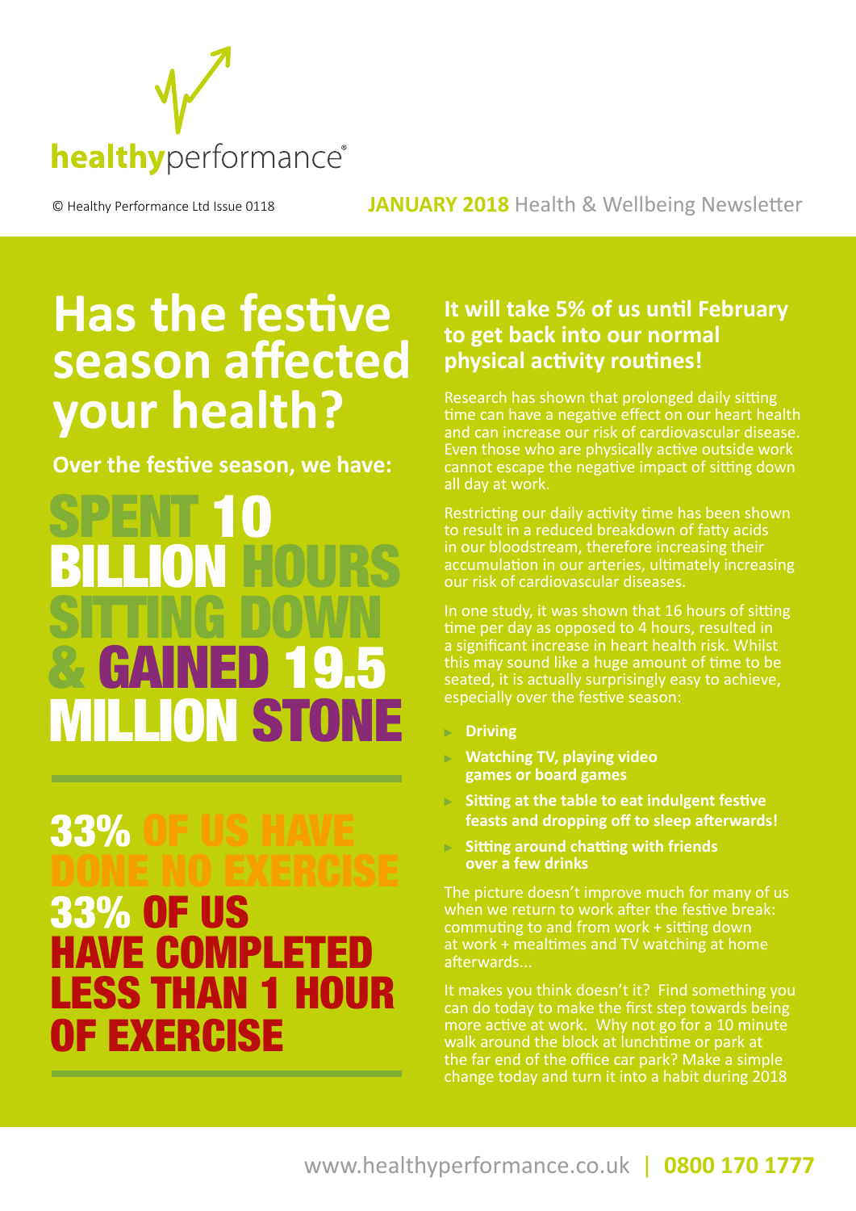healthyperformance®

© Healthy Performance Ltd Issue 0118

**JANUARY 2018** Health & Wellbeing Newsletter

# Has the festive season affected your health?

**Over the festive season, we have:**

## SPENT 10 BILLION HOURS SITTING DOWN & GAINED 19.5 MILLION STONE

## 33% OF US HAVE DONE NO EXERCISE

## 33% OF US HAVE COMPLETED LESS THAN 1 HOUR OF EXERCISE

### It will take 5% of us until February to get back into our normal physical activity routines!

Research has shown that prolonged daily sitting time can have a negative effect on our heart health and can increase our risk of cardiovascular disease. Even those who are physically active outside work cannot escape the negative impact of sitting down all day at work.

Restricting our daily activity time has been shown to result in a reduced breakdown of fatty acids in our bloodstream, therefore increasing their accumulation in our arteries, ultimately increasing our risk of cardiovascular diseases.

In one study, it was shown that 16 hours of sitting time per day as opposed to 4 hours, resulted in a significant increase in heart health risk. Whilst this may sound like a huge amount of time to be seated, it is actually surprisingly easy to achieve, especially over the festive season:

- **Driving**
- **Watching TV, playing video games or board games**
- **Sitting at the table to eat indulgent festive feasts and dropping off to sleep afterwards!**
- **Sitting around chatting with friends over a few drinks**

The picture doesn't improve much for many of us when we return to work after the festive break: commuting to and from work + sitting down at work + mealtimes and TV watching at home afterwards...

It makes you think doesn't it? Find something you can do today to make the first step towards being more active at work. Why not go for a 10 minute walk around the block at lunchtime or park at the far end of the office car park? Make a simple change today and turn it into a habit during 2018

www.healthyperformance.co.uk | **0800 170 1777**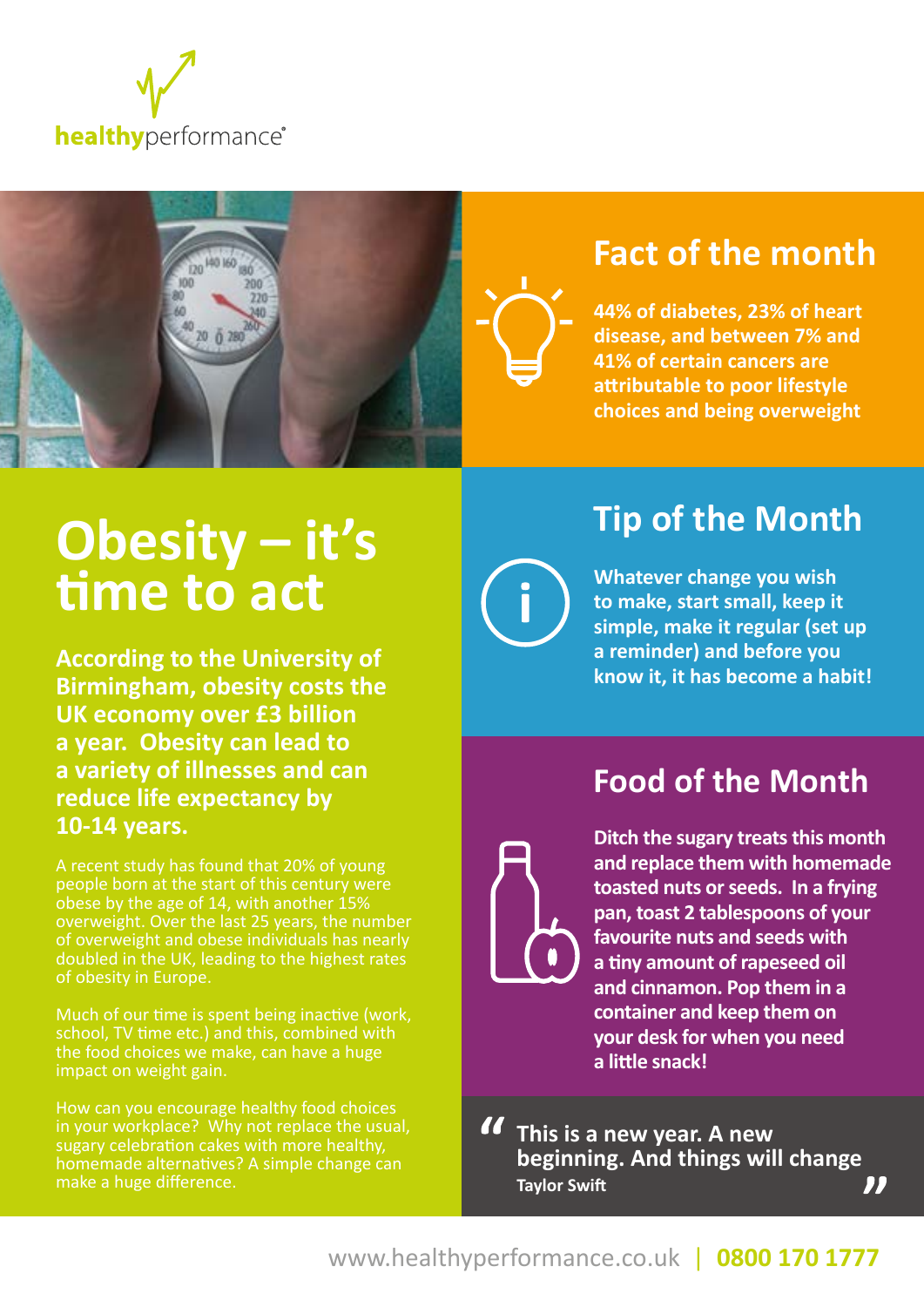healthyperformance®

## Fact of the month

**44% of diabetes, 23% of heart disease, and between 7% and 41% of certain cancers are attributable to poor lifestyle choices and being overweight**

# Obesity – it's time to act

**According to the University of Birmingham, obesity costs the UK economy over £3 billion a year. Obesity can lead to a variety of illnesses and can reduce life expectancy by 10-14 years.**

A recent study has found that 20% of young people born at the start of this century were obese by the age of 14, with another 15% overweight. Over the last 25 years, the number of overweight and obese individuals has nearly doubled in the UK, leading to the highest rates of obesity in Europe.

Much of our time is spent being inactive (work, school, TV time etc.) and this, combined with the food choices we make, can have a huge impact on weight gain.

How can you encourage healthy food choices in your workplace? Why not replace the usual, sugary celebration cakes with more healthy, homemade alternatives? A simple change can make a huge difference.

## Tip of the Month

**Whatever change you wish to make, start small, keep it simple, make it regular (set up a reminder) and before you know it, it has become a habit!**

## Food of the Month

**Ditch the sugary treats this month and replace them with homemade toasted nuts or seeds. In a frying pan, toast 2 tablespoons of your favourite nuts and seeds with a tiny amount of rapeseed oil and cinnamon. Pop them in a container and keep them on your desk for when you need a little snack!**

> **"This is a new year. A new beginning. And things will change"**
> **Taylor Swift**

www.healthyperformance.co.uk | **0800 170 1777**